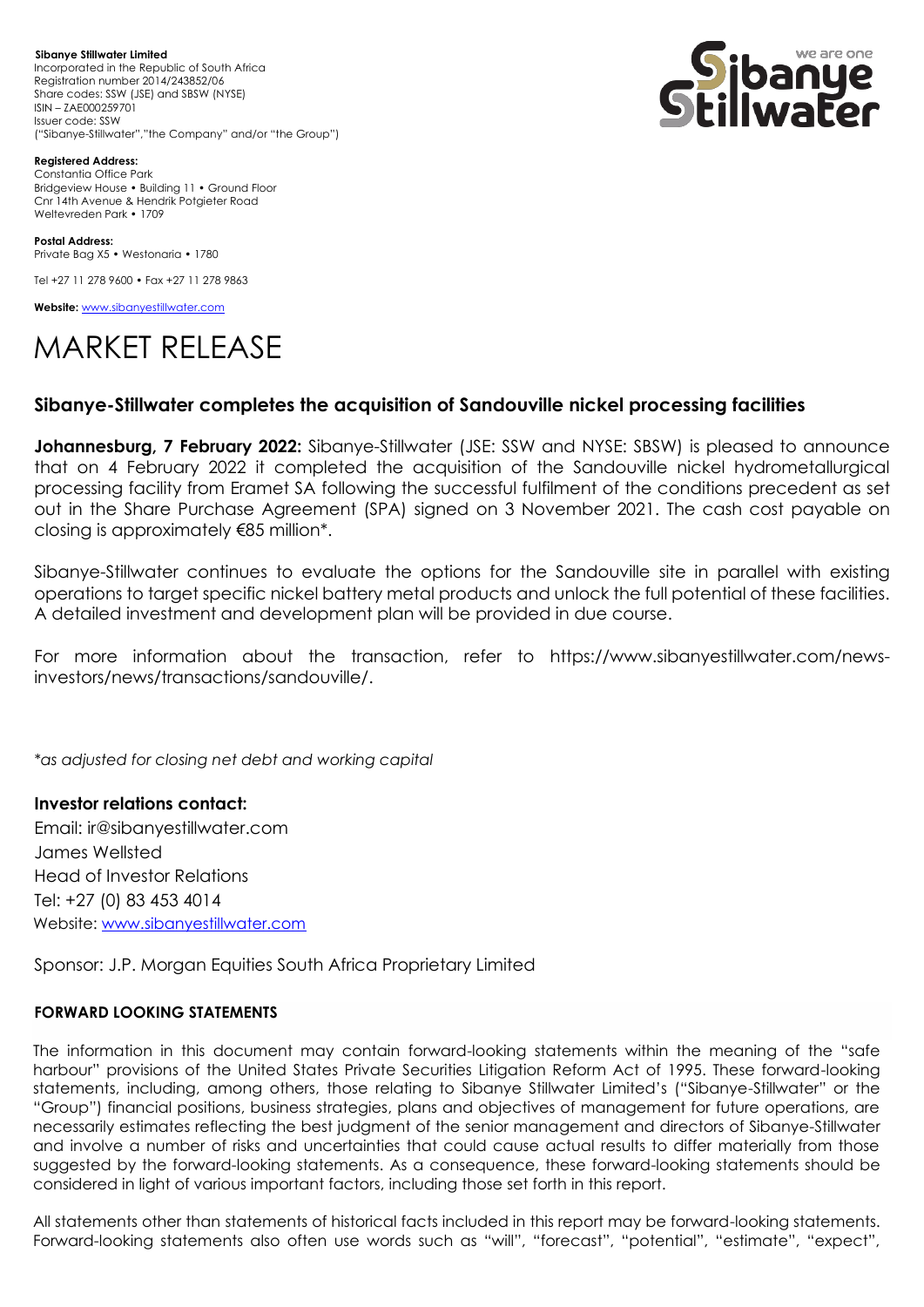**Sibanye Stillwater Limited**
Incorporated in the Republic of South Africa
Registration number 2014/243852/06
Share codes: SSW (JSE) and SBSW (NYSE)
ISIN – ZAE000259701
Issuer code: SSW
("Sibanye-Stillwater","the Company" and/or "the Group")

**Registered Address:**
Constantia Office Park
Bridgeview House • Building 11 • Ground Floor
Cnr 14th Avenue & Hendrik Potgieter Road
Weltevreden Park • 1709

**Postal Address:**
Private Bag X5 • Westonaria • 1780

Tel +27 11 278 9600 • Fax +27 11 278 9863

**Website:** www.sibanyestillwater.com

# MARKET RELEASE

## Sibanye-Stillwater completes the acquisition of Sandouville nickel processing facilities

**Johannesburg, 7 February 2022:** Sibanye-Stillwater (JSE: SSW and NYSE: SBSW) is pleased to announce that on 4 February 2022 it completed the acquisition of the Sandouville nickel hydrometallurgical processing facility from Eramet SA following the successful fulfilment of the conditions precedent as set out in the Share Purchase Agreement (SPA) signed on 3 November 2021. The cash cost payable on closing is approximately €85 million*.

Sibanye-Stillwater continues to evaluate the options for the Sandouville site in parallel with existing operations to target specific nickel battery metal products and unlock the full potential of these facilities. A detailed investment and development plan will be provided in due course.

For more information about the transaction, refer to https://www.sibanyestillwater.com/news-investors/news/transactions/sandouville/.

*\*as adjusted for closing net debt and working capital*

**Investor relations contact:**
Email: ir@sibanyestillwater.com
James Wellsted
Head of Investor Relations
Tel: +27 (0) 83 453 4014
Website: www.sibanyestillwater.com

Sponsor: J.P. Morgan Equities South Africa Proprietary Limited

**FORWARD LOOKING STATEMENTS**

The information in this document may contain forward-looking statements within the meaning of the "safe harbour" provisions of the United States Private Securities Litigation Reform Act of 1995. These forward-looking statements, including, among others, those relating to Sibanye Stillwater Limited's ("Sibanye-Stillwater" or the "Group") financial positions, business strategies, plans and objectives of management for future operations, are necessarily estimates reflecting the best judgment of the senior management and directors of Sibanye-Stillwater and involve a number of risks and uncertainties that could cause actual results to differ materially from those suggested by the forward-looking statements. As a consequence, these forward-looking statements should be considered in light of various important factors, including those set forth in this report.

All statements other than statements of historical facts included in this report may be forward-looking statements. Forward-looking statements also often use words such as "will", "forecast", "potential", "estimate", "expect",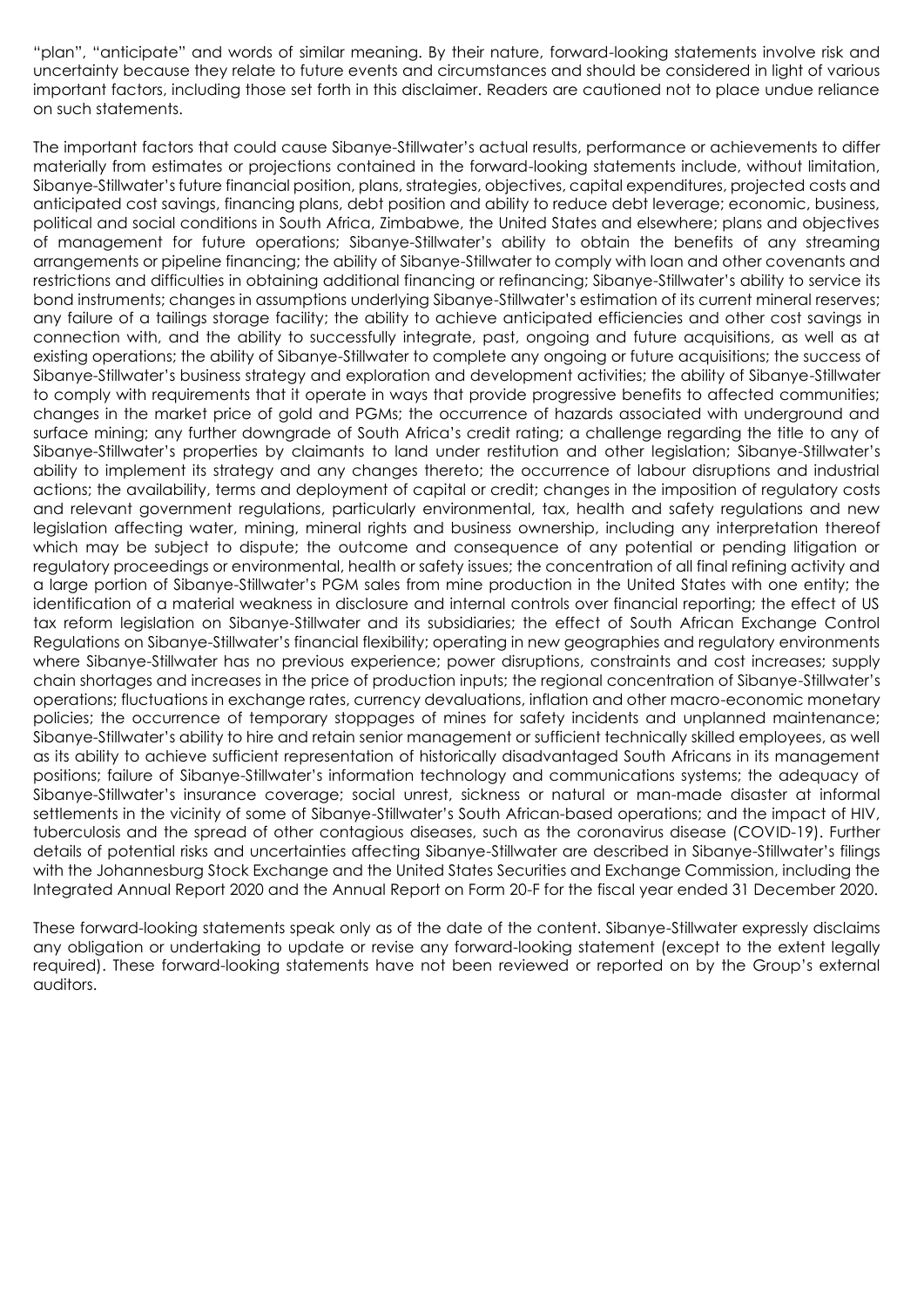“plan”, “anticipate” and words of similar meaning. By their nature, forward-looking statements involve risk and uncertainty because they relate to future events and circumstances and should be considered in light of various important factors, including those set forth in this disclaimer. Readers are cautioned not to place undue reliance on such statements.

The important factors that could cause Sibanye-Stillwater’s actual results, performance or achievements to differ materially from estimates or projections contained in the forward-looking statements include, without limitation, Sibanye-Stillwater’s future financial position, plans, strategies, objectives, capital expenditures, projected costs and anticipated cost savings, financing plans, debt position and ability to reduce debt leverage; economic, business, political and social conditions in South Africa, Zimbabwe, the United States and elsewhere; plans and objectives of management for future operations; Sibanye-Stillwater’s ability to obtain the benefits of any streaming arrangements or pipeline financing; the ability of Sibanye-Stillwater to comply with loan and other covenants and restrictions and difficulties in obtaining additional financing or refinancing; Sibanye-Stillwater’s ability to service its bond instruments; changes in assumptions underlying Sibanye-Stillwater’s estimation of its current mineral reserves; any failure of a tailings storage facility; the ability to achieve anticipated efficiencies and other cost savings in connection with, and the ability to successfully integrate, past, ongoing and future acquisitions, as well as at existing operations; the ability of Sibanye-Stillwater to complete any ongoing or future acquisitions; the success of Sibanye-Stillwater’s business strategy and exploration and development activities; the ability of Sibanye-Stillwater to comply with requirements that it operate in ways that provide progressive benefits to affected communities; changes in the market price of gold and PGMs; the occurrence of hazards associated with underground and surface mining; any further downgrade of South Africa’s credit rating; a challenge regarding the title to any of Sibanye-Stillwater’s properties by claimants to land under restitution and other legislation; Sibanye-Stillwater’s ability to implement its strategy and any changes thereto; the occurrence of labour disruptions and industrial actions; the availability, terms and deployment of capital or credit; changes in the imposition of regulatory costs and relevant government regulations, particularly environmental, tax, health and safety regulations and new legislation affecting water, mining, mineral rights and business ownership, including any interpretation thereof which may be subject to dispute; the outcome and consequence of any potential or pending litigation or regulatory proceedings or environmental, health or safety issues; the concentration of all final refining activity and a large portion of Sibanye-Stillwater’s PGM sales from mine production in the United States with one entity; the identification of a material weakness in disclosure and internal controls over financial reporting; the effect of US tax reform legislation on Sibanye-Stillwater and its subsidiaries; the effect of South African Exchange Control Regulations on Sibanye-Stillwater’s financial flexibility; operating in new geographies and regulatory environments where Sibanye-Stillwater has no previous experience; power disruptions, constraints and cost increases; supply chain shortages and increases in the price of production inputs; the regional concentration of Sibanye-Stillwater’s operations; fluctuations in exchange rates, currency devaluations, inflation and other macro-economic monetary policies; the occurrence of temporary stoppages of mines for safety incidents and unplanned maintenance; Sibanye-Stillwater’s ability to hire and retain senior management or sufficient technically skilled employees, as well as its ability to achieve sufficient representation of historically disadvantaged South Africans in its management positions; failure of Sibanye-Stillwater’s information technology and communications systems; the adequacy of Sibanye-Stillwater’s insurance coverage; social unrest, sickness or natural or man-made disaster at informal settlements in the vicinity of some of Sibanye-Stillwater’s South African-based operations; and the impact of HIV, tuberculosis and the spread of other contagious diseases, such as the coronavirus disease (COVID-19). Further details of potential risks and uncertainties affecting Sibanye-Stillwater are described in Sibanye-Stillwater’s filings with the Johannesburg Stock Exchange and the United States Securities and Exchange Commission, including the Integrated Annual Report 2020 and the Annual Report on Form 20-F for the fiscal year ended 31 December 2020.

These forward-looking statements speak only as of the date of the content. Sibanye-Stillwater expressly disclaims any obligation or undertaking to update or revise any forward-looking statement (except to the extent legally required). These forward-looking statements have not been reviewed or reported on by the Group’s external auditors.